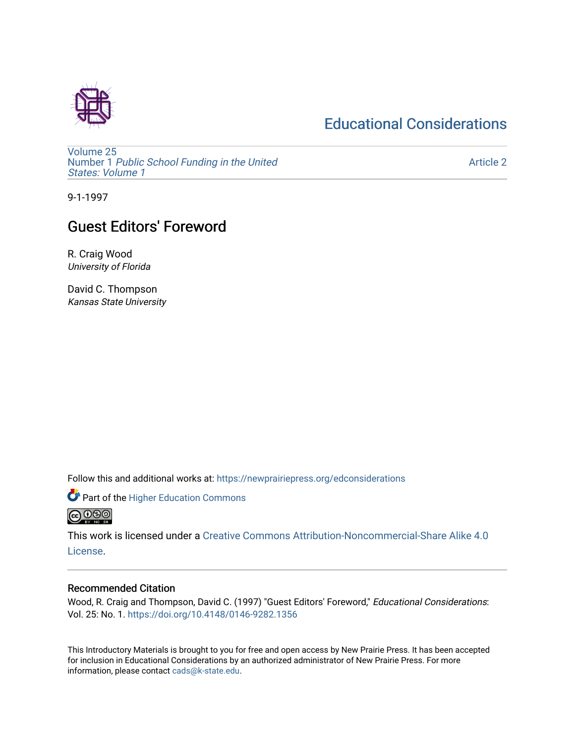Educational Considerations

Volume 25
Number 1 *Public School Funding in the United States: Volume 1*

Article 2

9-1-1997

# Guest Editors' Foreword

R. Craig Wood
*University of Florida*

David C. Thompson
*Kansas State University*

Follow this and additional works at: https://newprairiepress.org/edconsiderations

Part of the Higher Education Commons

This work is licensed under a Creative Commons Attribution-Noncommercial-Share Alike 4.0 License.

## Recommended Citation

Wood, R. Craig and Thompson, David C. (1997) "Guest Editors' Foreword," *Educational Considerations*: Vol. 25: No. 1. https://doi.org/10.4148/0146-9282.1356

This Introductory Materials is brought to you for free and open access by New Prairie Press. It has been accepted for inclusion in Educational Considerations by an authorized administrator of New Prairie Press. For more information, please contact cads@k-state.edu.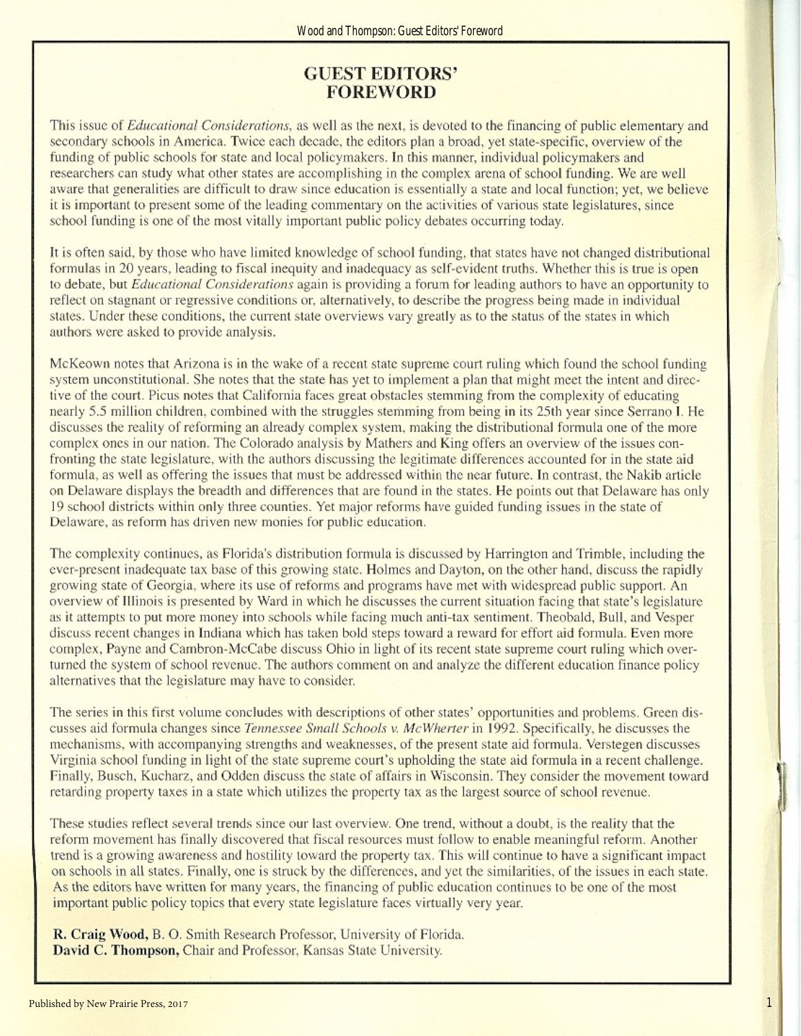# GUEST EDITORS' FOREWORD

This issue of *Educational Considerations*, as well as the next, is devoted to the financing of public elementary and secondary schools in America. Twice each decade, the editors plan a broad, yet state-specific, overview of the funding of public schools for state and local policymakers. In this manner, individual policymakers and researchers can study what other states are accomplishing in the complex arena of school funding. We are well aware that generalities are difficult to draw since education is essentially a state and local function; yet, we believe it is important to present some of the leading commentary on the activities of various state legislatures, since school funding is one of the most vitally important public policy debates occurring today.

It is often said, by those who have limited knowledge of school funding, that states have not changed distributional formulas in 20 years, leading to fiscal inequity and inadequacy as self-evident truths. Whether this is true is open to debate, but *Educational Considerations* again is providing a forum for leading authors to have an opportunity to reflect on stagnant or regressive conditions or, alternatively, to describe the progress being made in individual states. Under these conditions, the current state overviews vary greatly as to the status of the states in which authors were asked to provide analysis.

McKeown notes that Arizona is in the wake of a recent state supreme court ruling which found the school funding system unconstitutional. She notes that the state has yet to implement a plan that might meet the intent and directive of the court. Picus notes that California faces great obstacles stemming from the complexity of educating nearly 5.5 million children, combined with the struggles stemming from being in its 25th year since Serrano I. He discusses the reality of reforming an already complex system, making the distributional formula one of the more complex ones in our nation. The Colorado analysis by Mathers and King offers an overview of the issues confronting the state legislature, with the authors discussing the legitimate differences accounted for in the state aid formula, as well as offering the issues that must be addressed within the near future. In contrast, the Nakib article on Delaware displays the breadth and differences that are found in the states. He points out that Delaware has only 19 school districts within only three counties. Yet major reforms have guided funding issues in the state of Delaware, as reform has driven new monies for public education.

The complexity continues, as Florida's distribution formula is discussed by Harrington and Trimble, including the ever-present inadequate tax base of this growing state. Holmes and Dayton, on the other hand, discuss the rapidly growing state of Georgia, where its use of reforms and programs have met with widespread public support. An overview of Illinois is presented by Ward in which he discusses the current situation facing that state's legislature as it attempts to put more money into schools while facing much anti-tax sentiment. Theobald, Bull, and Vesper discuss recent changes in Indiana which has taken bold steps toward a reward for effort aid formula. Even more complex, Payne and Cambron-McCabe discuss Ohio in light of its recent state supreme court ruling which overturned the system of school revenue. The authors comment on and analyze the different education finance policy alternatives that the legislature may have to consider.

The series in this first volume concludes with descriptions of other states' opportunities and problems. Green discusses aid formula changes since *Tennessee Small Schools v. McWherter* in 1992. Specifically, he discusses the mechanisms, with accompanying strengths and weaknesses, of the present state aid formula. Verstegen discusses Virginia school funding in light of the state supreme court's upholding the state aid formula in a recent challenge. Finally, Busch, Kucharz, and Odden discuss the state of affairs in Wisconsin. They consider the movement toward retarding property taxes in a state which utilizes the property tax as the largest source of school revenue.

These studies reflect several trends since our last overview. One trend, without a doubt, is the reality that the reform movement has finally discovered that fiscal resources must follow to enable meaningful reform. Another trend is a growing awareness and hostility toward the property tax. This will continue to have a significant impact on schools in all states. Finally, one is struck by the differences, and yet the similarities, of the issues in each state. As the editors have written for many years, the financing of public education continues to be one of the most important public policy topics that every state legislature faces virtually very year.

**R. Craig Wood,** B. O. Smith Research Professor, University of Florida.
**David C. Thompson,** Chair and Professor, Kansas State University.